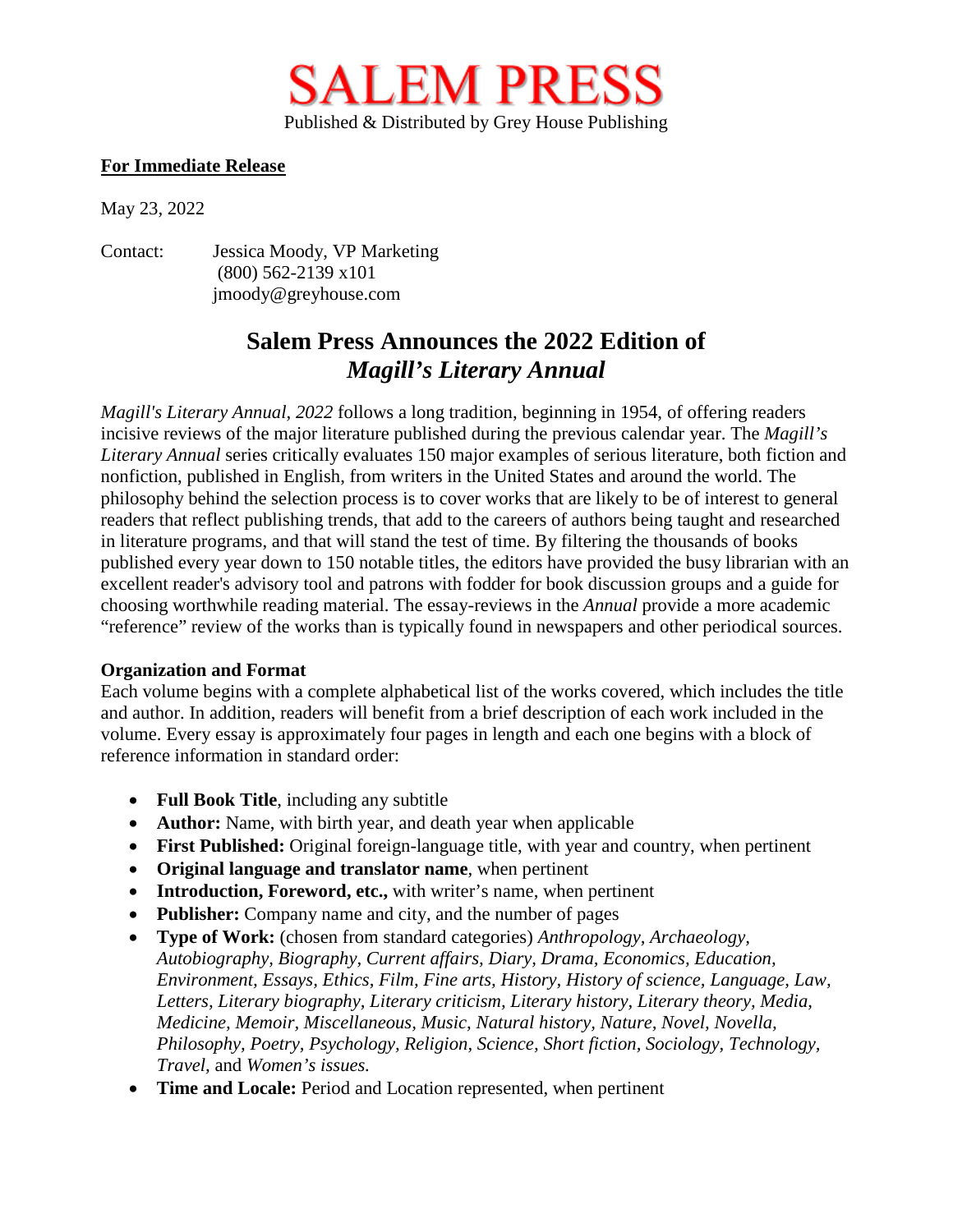# SALEM PRESS

Published & Distributed by Grey House Publishing

**For Immediate Release**

May 23, 2022

Contact: Jessica Moody, VP Marketing
(800) 562-2139 x101
jmoody@greyhouse.com

## Salem Press Announces the 2022 Edition of *Magill's Literary Annual*

*Magill's Literary Annual, 2022* follows a long tradition, beginning in 1954, of offering readers incisive reviews of the major literature published during the previous calendar year. The *Magill's Literary Annual* series critically evaluates 150 major examples of serious literature, both fiction and nonfiction, published in English, from writers in the United States and around the world. The philosophy behind the selection process is to cover works that are likely to be of interest to general readers that reflect publishing trends, that add to the careers of authors being taught and researched in literature programs, and that will stand the test of time. By filtering the thousands of books published every year down to 150 notable titles, the editors have provided the busy librarian with an excellent reader's advisory tool and patrons with fodder for book discussion groups and a guide for choosing worthwhile reading material. The essay-reviews in the *Annual* provide a more academic "reference" review of the works than is typically found in newspapers and other periodical sources.

**Organization and Format**

Each volume begins with a complete alphabetical list of the works covered, which includes the title and author. In addition, readers will benefit from a brief description of each work included in the volume. Every essay is approximately four pages in length and each one begins with a block of reference information in standard order:

- **Full Book Title**, including any subtitle
- **Author:** Name, with birth year, and death year when applicable
- **First Published:** Original foreign-language title, with year and country, when pertinent
- **Original language and translator name**, when pertinent
- **Introduction, Foreword, etc.,** with writer's name, when pertinent
- **Publisher:** Company name and city, and the number of pages
- **Type of Work:** (chosen from standard categories) *Anthropology, Archaeology, Autobiography, Biography, Current affairs, Diary, Drama, Economics, Education, Environment, Essays, Ethics, Film, Fine arts, History, History of science, Language, Law, Letters, Literary biography, Literary criticism, Literary history, Literary theory, Media, Medicine, Memoir, Miscellaneous, Music, Natural history, Nature, Novel, Novella, Philosophy, Poetry, Psychology, Religion, Science, Short fiction, Sociology, Technology, Travel,* and *Women's issues.*
- **Time and Locale:** Period and Location represented, when pertinent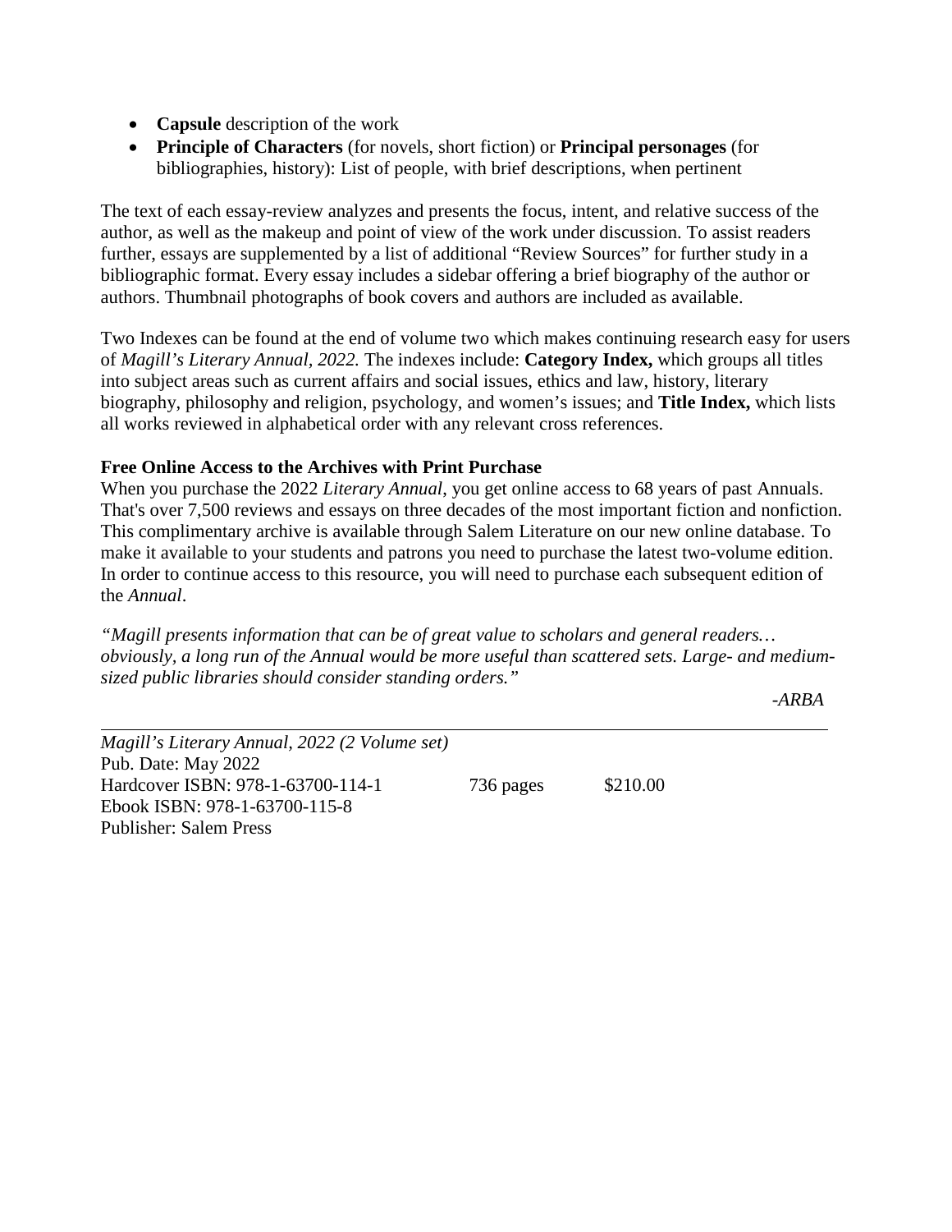- **Capsule** description of the work
- **Principle of Characters** (for novels, short fiction) or **Principal personages** (for bibliographies, history): List of people, with brief descriptions, when pertinent

The text of each essay-review analyzes and presents the focus, intent, and relative success of the author, as well as the makeup and point of view of the work under discussion. To assist readers further, essays are supplemented by a list of additional "Review Sources" for further study in a bibliographic format. Every essay includes a sidebar offering a brief biography of the author or authors. Thumbnail photographs of book covers and authors are included as available.

Two Indexes can be found at the end of volume two which makes continuing research easy for users of *Magill's Literary Annual, 2022.* The indexes include: **Category Index,** which groups all titles into subject areas such as current affairs and social issues, ethics and law, history, literary biography, philosophy and religion, psychology, and women's issues; and **Title Index,** which lists all works reviewed in alphabetical order with any relevant cross references.

**Free Online Access to the Archives with Print Purchase**

When you purchase the 2022 *Literary Annual*, you get online access to 68 years of past Annuals. That's over 7,500 reviews and essays on three decades of the most important fiction and nonfiction. This complimentary archive is available through Salem Literature on our new online database. To make it available to your students and patrons you need to purchase the latest two-volume edition. In order to continue access to this resource, you will need to purchase each subsequent edition of the *Annual*.

*"Magill presents information that can be of great value to scholars and general readers… obviously, a long run of the Annual would be more useful than scattered sets. Large- and medium-sized public libraries should consider standing orders."*

*-ARBA*

---

*Magill's Literary Annual, 2022 (2 Volume set)*
Pub. Date: May 2022
Hardcover ISBN: 978-1-63700-114-1 736 pages $210.00
Ebook ISBN: 978-1-63700-115-8
Publisher: Salem Press